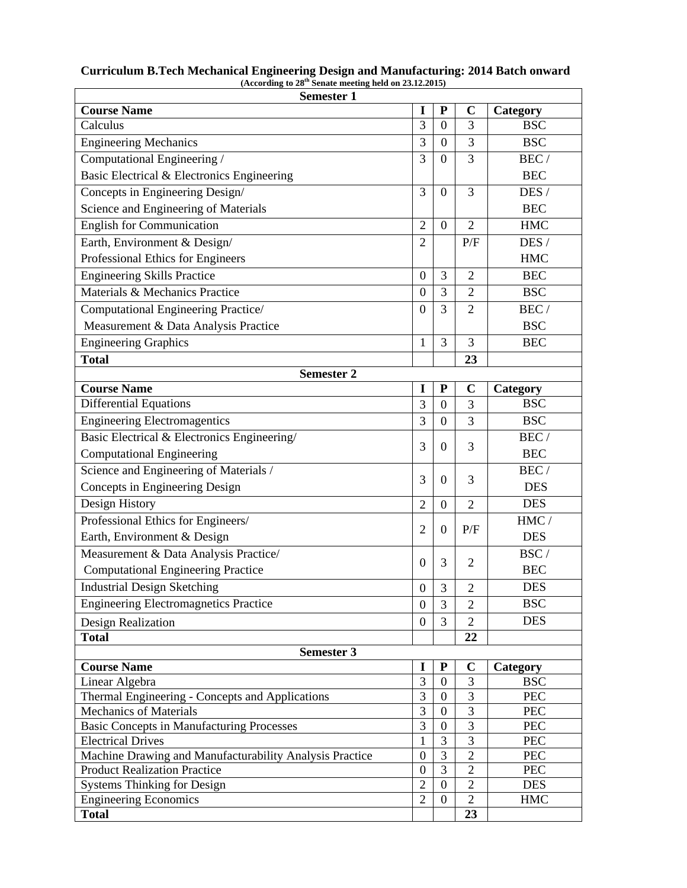# Curriculum B.Tech Mechanical Engineering Design and Manufacturing: 2014 Batch onward

**(According to 28th Senate meeting held on 23.12.2015)**

| Semester 1 | | | | |
|---|---|---|---|---|
| **Course Name** | **I** | **P** | **C** | **Category** |
| Calculus | 3 | 0 | 3 | BSC |
| Engineering Mechanics | 3 | 0 | 3 | BSC |
| Computational Engineering / Basic Electrical & Electronics Engineering | 3 | 0 | 3 | BEC / BEC |
| Concepts in Engineering Design/ Science and Engineering of Materials | 3 | 0 | 3 | DES / BEC |
| English for Communication | 2 | 0 | 2 | HMC |
| Earth, Environment & Design/ Professional Ethics for Engineers | 2 | | P/F | DES / HMC |
| Engineering Skills Practice | 0 | 3 | 2 | BEC |
| Materials & Mechanics Practice | 0 | 3 | 2 | BSC |
| Computational Engineering Practice/ Measurement & Data Analysis Practice | 0 | 3 | 2 | BEC / BSC |
| Engineering Graphics | 1 | 3 | 3 | BEC |
| **Total** | | | **23** | |

| Semester 2 | | | | |
|---|---|---|---|---|
| **Course Name** | **I** | **P** | **C** | **Category** |
| Differential Equations | 3 | 0 | 3 | BSC |
| Engineering Electromagentics | 3 | 0 | 3 | BSC |
| Basic Electrical & Electronics Engineering/ Computational Engineering | 3 | 0 | 3 | BEC / BEC |
| Science and Engineering of Materials / Concepts in Engineering Design | 3 | 0 | 3 | BEC / DES |
| Design History | 2 | 0 | 2 | DES |
| Professional Ethics for Engineers/ Earth, Environment & Design | 2 | 0 | P/F | HMC / DES |
| Measurement & Data Analysis Practice/ Computational Engineering Practice | 0 | 3 | 2 | BSC / BEC |
| Industrial Design Sketching | 0 | 3 | 2 | DES |
| Engineering Electromagnetics Practice | 0 | 3 | 2 | BSC |
| Design Realization | 0 | 3 | 2 | DES |
| **Total** | | | **22** | |

| Semester 3 | | | | |
|---|---|---|---|---|
| **Course Name** | **I** | **P** | **C** | **Category** |
| Linear Algebra | 3 | 0 | 3 | BSC |
| Thermal Engineering - Concepts and Applications | 3 | 0 | 3 | PEC |
| Mechanics of Materials | 3 | 0 | 3 | PEC |
| Basic Concepts in Manufacturing Processes | 3 | 0 | 3 | PEC |
| Electrical Drives | 1 | 3 | 3 | PEC |
| Machine Drawing and Manufacturability Analysis Practice | 0 | 3 | 2 | PEC |
| Product Realization Practice | 0 | 3 | 2 | PEC |
| Systems Thinking for Design | 2 | 0 | 2 | DES |
| Engineering Economics | 2 | 0 | 2 | HMC |
| **Total** | | | **23** | |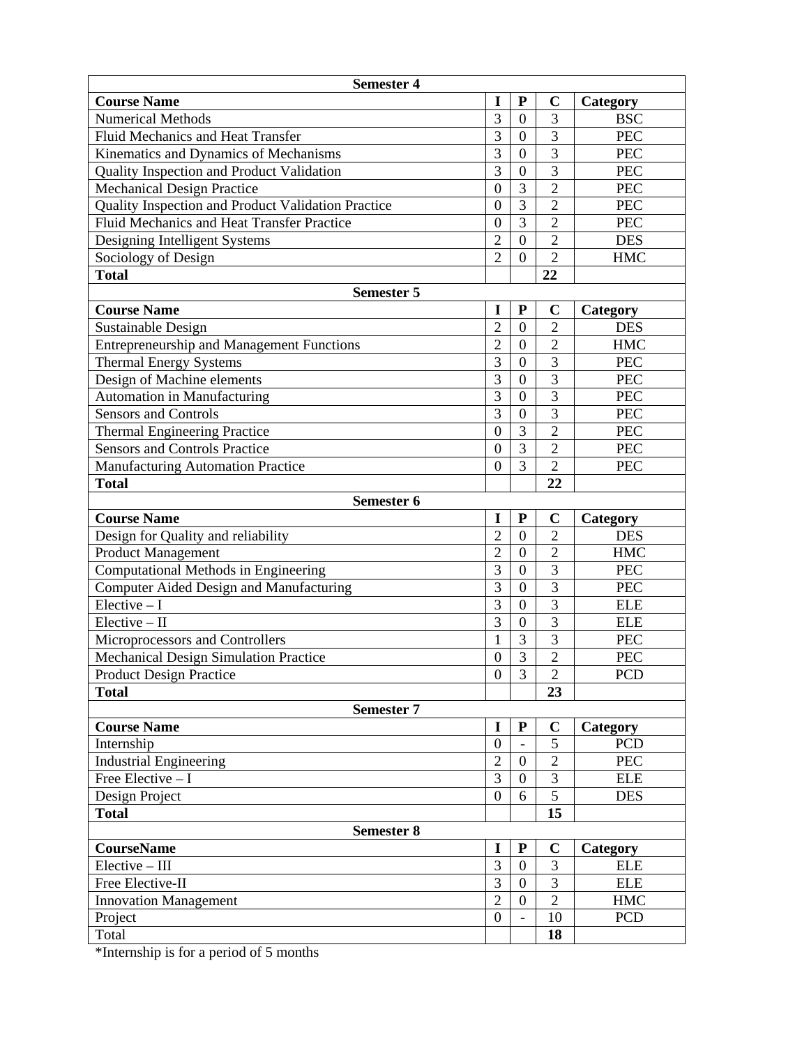| Semester 4 | | | | |
|---|---|---|---|---|
| **Course Name** | **I** | **P** | **C** | **Category** |
| Numerical Methods | 3 | 0 | 3 | BSC |
| Fluid Mechanics and Heat Transfer | 3 | 0 | 3 | PEC |
| Kinematics and Dynamics of Mechanisms | 3 | 0 | 3 | PEC |
| Quality Inspection and Product Validation | 3 | 0 | 3 | PEC |
| Mechanical Design Practice | 0 | 3 | 2 | PEC |
| Quality Inspection and Product Validation Practice | 0 | 3 | 2 | PEC |
| Fluid Mechanics and Heat Transfer Practice | 0 | 3 | 2 | PEC |
| Designing Intelligent Systems | 2 | 0 | 2 | DES |
| Sociology of Design | 2 | 0 | 2 | HMC |
| **Total** | | | **22** | |

| Semester 5 | | | | |
|---|---|---|---|---|
| **Course Name** | **I** | **P** | **C** | **Category** |
| Sustainable Design | 2 | 0 | 2 | DES |
| Entrepreneurship and Management Functions | 2 | 0 | 2 | HMC |
| Thermal Energy Systems | 3 | 0 | 3 | PEC |
| Design of Machine elements | 3 | 0 | 3 | PEC |
| Automation in Manufacturing | 3 | 0 | 3 | PEC |
| Sensors and Controls | 3 | 0 | 3 | PEC |
| Thermal Engineering Practice | 0 | 3 | 2 | PEC |
| Sensors and Controls Practice | 0 | 3 | 2 | PEC |
| Manufacturing Automation Practice | 0 | 3 | 2 | PEC |
| **Total** | | | **22** | |

| Semester 6 | | | | |
|---|---|---|---|---|
| **Course Name** | **I** | **P** | **C** | **Category** |
| Design for Quality and reliability | 2 | 0 | 2 | DES |
| Product Management | 2 | 0 | 2 | HMC |
| Computational Methods in Engineering | 3 | 0 | 3 | PEC |
| Computer Aided Design and Manufacturing | 3 | 0 | 3 | PEC |
| Elective – I | 3 | 0 | 3 | ELE |
| Elective – II | 3 | 0 | 3 | ELE |
| Microprocessors and Controllers | 1 | 3 | 3 | PEC |
| Mechanical Design Simulation Practice | 0 | 3 | 2 | PEC |
| Product Design Practice | 0 | 3 | 2 | PCD |
| **Total** | | | **23** | |

| Semester 7 | | | | |
|---|---|---|---|---|
| **Course Name** | **I** | **P** | **C** | **Category** |
| Internship | 0 | - | 5 | PCD |
| Industrial Engineering | 2 | 0 | 2 | PEC |
| Free Elective – I | 3 | 0 | 3 | ELE |
| Design Project | 0 | 6 | 5 | DES |
| **Total** | | | **15** | |

| Semester 8 | | | | |
|---|---|---|---|---|
| **CourseName** | **I** | **P** | **C** | **Category** |
| Elective – III | 3 | 0 | 3 | ELE |
| Free Elective-II | 3 | 0 | 3 | ELE |
| Innovation Management | 2 | 0 | 2 | HMC |
| Project | 0 | - | 10 | PCD |
| Total | | | **18** | |

*Internship is for a period of 5 months